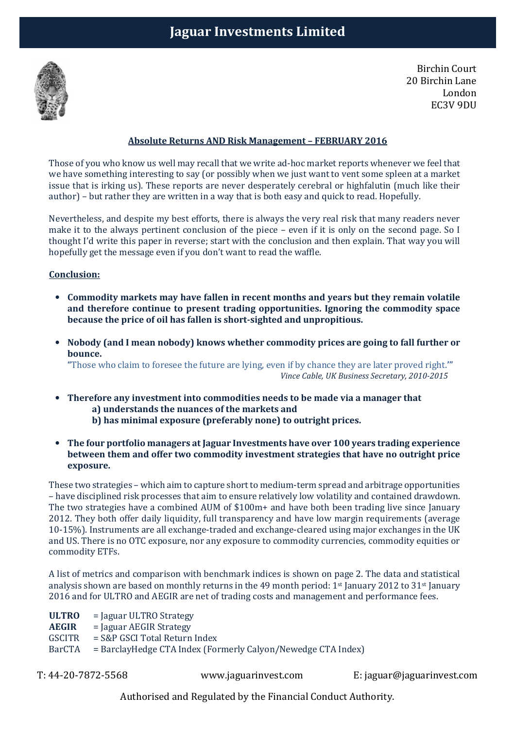# Jaguar Investments Limited

Birchin Court
20 Birchin Lane
London
EC3V 9DU

## Absolute Returns AND Risk Management – FEBRUARY 2016

Those of you who know us well may recall that we write ad-hoc market reports whenever we feel that we have something interesting to say (or possibly when we just want to vent some spleen at a market issue that is irking us). These reports are never desperately cerebral or highfalutin (much like their author) – but rather they are written in a way that is both easy and quick to read. Hopefully.

Nevertheless, and despite my best efforts, there is always the very real risk that many readers never make it to the always pertinent conclusion of the piece – even if it is only on the second page. So I thought I'd write this paper in reverse; start with the conclusion and then explain. That way you will hopefully get the message even if you don't want to read the waffle.

**Conclusion:**

- **Commodity markets may have fallen in recent months and years but they remain volatile and therefore continue to present trading opportunities. Ignoring the commodity space because the price of oil has fallen is short-sighted and unpropitious.**

- **Nobody (and I mean nobody) knows whether commodity prices are going to fall further or bounce.**
  "Those who claim to foresee the future are lying, even if by chance they are later proved right.'"
  *Vince Cable, UK Business Secretary, 2010-2015*

- **Therefore any investment into commodities needs to be made via a manager that**
  **a) understands the nuances of the markets and**
  **b) has minimal exposure (preferably none) to outright prices.**

- **The four portfolio managers at Jaguar Investments have over 100 years trading experience between them and offer two commodity investment strategies that have no outright price exposure.**

These two strategies – which aim to capture short to medium-term spread and arbitrage opportunities – have disciplined risk processes that aim to ensure relatively low volatility and contained drawdown. The two strategies have a combined AUM of $100m+ and have both been trading live since January 2012. They both offer daily liquidity, full transparency and have low margin requirements (average 10-15%). Instruments are all exchange-traded and exchange-cleared using major exchanges in the UK and US. There is no OTC exposure, nor any exposure to commodity currencies, commodity equities or commodity ETFs.

A list of metrics and comparison with benchmark indices is shown on page 2. The data and statistical analysis shown are based on monthly returns in the 49 month period: 1st January 2012 to 31st January 2016 and for ULTRO and AEGIR are net of trading costs and management and performance fees.

**ULTRO** = Jaguar ULTRO Strategy
**AEGIR** = Jaguar AEGIR Strategy
GSCITR = S&P GSCI Total Return Index
BarCTA = BarclayHedge CTA Index (Formerly Calyon/Newedge CTA Index)

T: 44-20-7872-5568 www.jaguarinvest.com E: jaguar@jaguarinvest.com

Authorised and Regulated by the Financial Conduct Authority.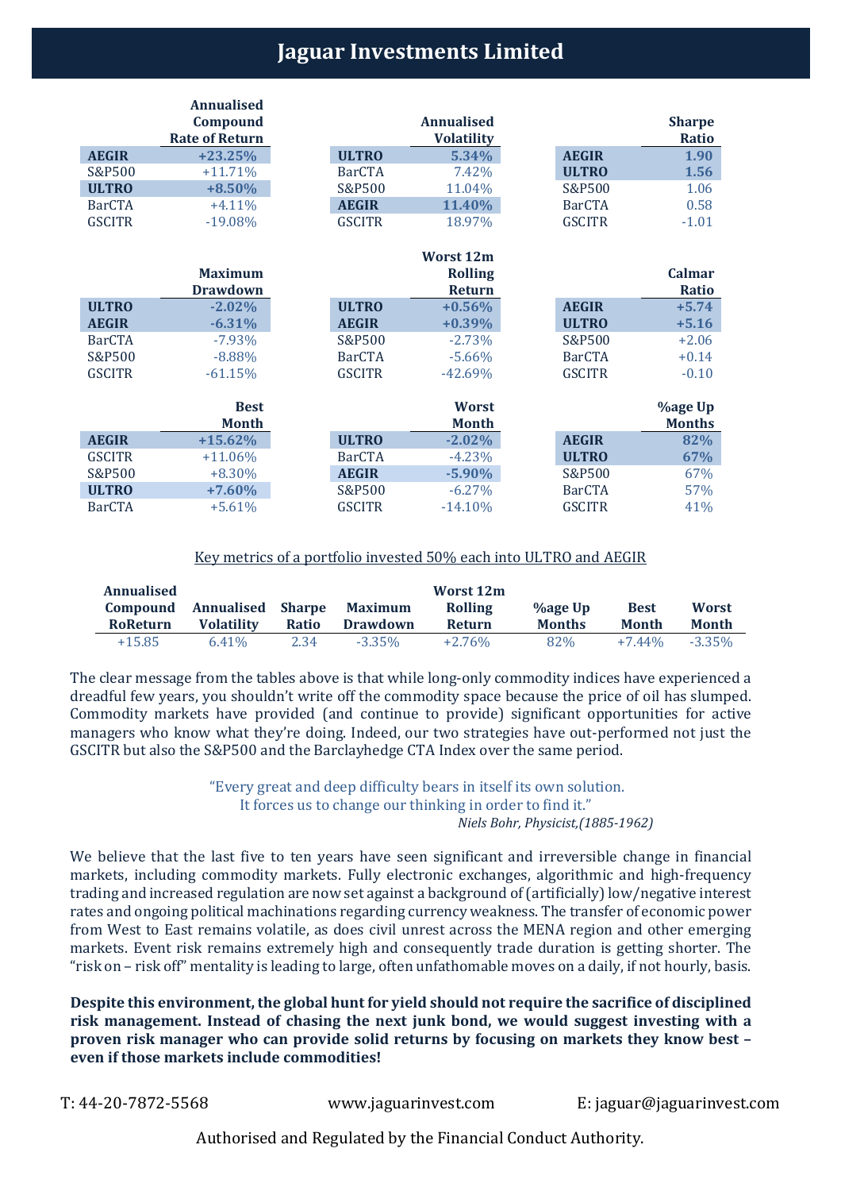# Jaguar Investments Limited

| | Annualised Compound Rate of Return |
|---|---|
| **AEGIR** | **+23.25%** |
| S&P500 | +11.71% |
| **ULTRO** | **+8.50%** |
| BarCTA | +4.11% |
| GSCITR | -19.08% |

| | Annualised Volatility |
|---|---|
| **ULTRO** | **5.34%** |
| BarCTA | 7.42% |
| S&P500 | 11.04% |
| **AEGIR** | **11.40%** |
| GSCITR | 18.97% |

| | Sharpe Ratio |
|---|---|
| **AEGIR** | **1.90** |
| **ULTRO** | **1.56** |
| S&P500 | 1.06 |
| BarCTA | 0.58 |
| GSCITR | -1.01 |

| | Maximum Drawdown |
|---|---|
| **ULTRO** | **-2.02%** |
| **AEGIR** | **-6.31%** |
| BarCTA | -7.93% |
| S&P500 | -8.88% |
| GSCITR | -61.15% |

| | Worst 12m Rolling Return |
|---|---|
| **ULTRO** | **+0.56%** |
| **AEGIR** | **+0.39%** |
| S&P500 | -2.73% |
| BarCTA | -5.66% |
| GSCITR | -42.69% |

| | Calmar Ratio |
|---|---|
| **AEGIR** | **+5.74** |
| **ULTRO** | **+5.16** |
| S&P500 | +2.06 |
| BarCTA | +0.14 |
| GSCITR | -0.10 |

| | Best Month |
|---|---|
| **AEGIR** | **+15.62%** |
| GSCITR | +11.06% |
| S&P500 | +8.30% |
| **ULTRO** | **+7.60%** |
| BarCTA | +5.61% |

| | Worst Month |
|---|---|
| **ULTRO** | **-2.02%** |
| BarCTA | -4.23% |
| **AEGIR** | **-5.90%** |
| S&P500 | -6.27% |
| GSCITR | -14.10% |

| | %age Up Months |
|---|---|
| **AEGIR** | **82%** |
| **ULTRO** | **67%** |
| S&P500 | 67% |
| BarCTA | 57% |
| GSCITR | 41% |

Key metrics of a portfolio invested 50% each into ULTRO and AEGIR

| Annualised Compound RoReturn | Annualised Volatility | Sharpe Ratio | Maximum Drawdown | Worst 12m Rolling Return | %age Up Months | Best Month | Worst Month |
|---|---|---|---|---|---|---|---|
| +15.85 | 6.41% | 2.34 | -3.35% | +2.76% | 82% | +7.44% | -3.35% |

The clear message from the tables above is that while long-only commodity indices have experienced a dreadful few years, you shouldn't write off the commodity space because the price of oil has slumped. Commodity markets have provided (and continue to provide) significant opportunities for active managers who know what they're doing. Indeed, our two strategies have out-performed not just the GSCITR but also the S&P500 and the Barclayhedge CTA Index over the same period.

> "Every great and deep difficulty bears in itself its own solution.
> It forces us to change our thinking in order to find it."
>
> *Niels Bohr, Physicist,(1885-1962)*

We believe that the last five to ten years have seen significant and irreversible change in financial markets, including commodity markets. Fully electronic exchanges, algorithmic and high-frequency trading and increased regulation are now set against a background of (artificially) low/negative interest rates and ongoing political machinations regarding currency weakness. The transfer of economic power from West to East remains volatile, as does civil unrest across the MENA region and other emerging markets. Event risk remains extremely high and consequently trade duration is getting shorter. The "risk on – risk off" mentality is leading to large, often unfathomable moves on a daily, if not hourly, basis.

**Despite this environment, the global hunt for yield should not require the sacrifice of disciplined risk management. Instead of chasing the next junk bond, we would suggest investing with a proven risk manager who can provide solid returns by focusing on markets they know best – even if those markets include commodities!**

T: 44-20-7872-5568 www.jaguarinvest.com E: jaguar@jaguarinvest.com

Authorised and Regulated by the Financial Conduct Authority.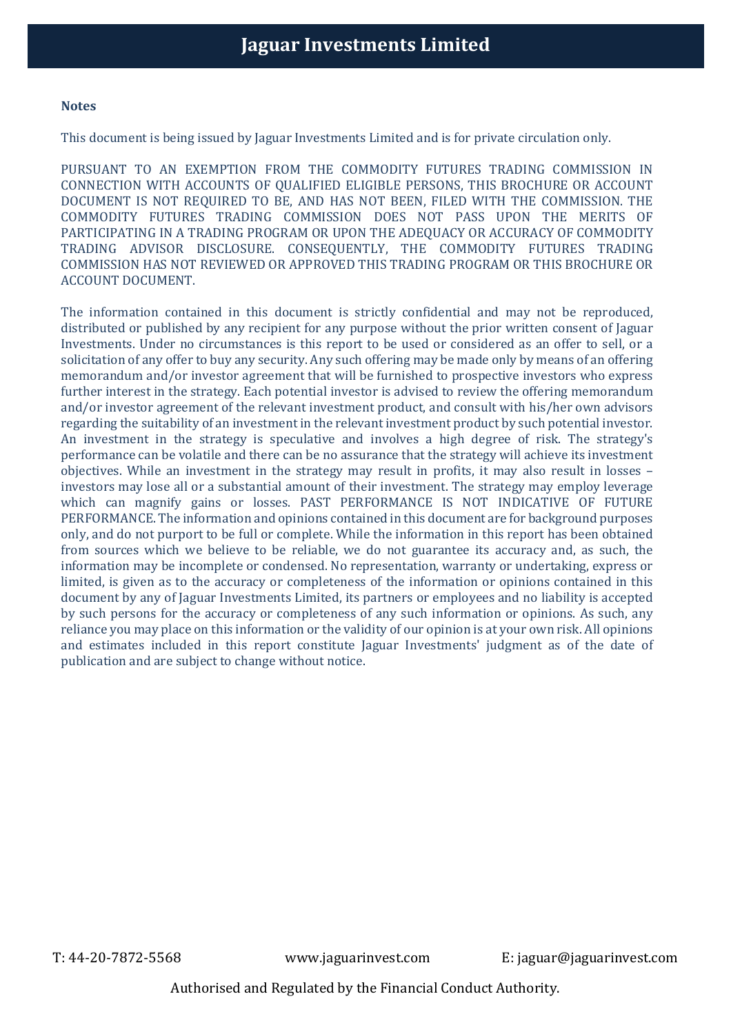**Notes**

This document is being issued by Jaguar Investments Limited and is for private circulation only.

PURSUANT TO AN EXEMPTION FROM THE COMMODITY FUTURES TRADING COMMISSION IN CONNECTION WITH ACCOUNTS OF QUALIFIED ELIGIBLE PERSONS, THIS BROCHURE OR ACCOUNT DOCUMENT IS NOT REQUIRED TO BE, AND HAS NOT BEEN, FILED WITH THE COMMISSION. THE COMMODITY FUTURES TRADING COMMISSION DOES NOT PASS UPON THE MERITS OF PARTICIPATING IN A TRADING PROGRAM OR UPON THE ADEQUACY OR ACCURACY OF COMMODITY TRADING ADVISOR DISCLOSURE. CONSEQUENTLY, THE COMMODITY FUTURES TRADING COMMISSION HAS NOT REVIEWED OR APPROVED THIS TRADING PROGRAM OR THIS BROCHURE OR ACCOUNT DOCUMENT.

The information contained in this document is strictly confidential and may not be reproduced, distributed or published by any recipient for any purpose without the prior written consent of Jaguar Investments. Under no circumstances is this report to be used or considered as an offer to sell, or a solicitation of any offer to buy any security. Any such offering may be made only by means of an offering memorandum and/or investor agreement that will be furnished to prospective investors who express further interest in the strategy. Each potential investor is advised to review the offering memorandum and/or investor agreement of the relevant investment product, and consult with his/her own advisors regarding the suitability of an investment in the relevant investment product by such potential investor. An investment in the strategy is speculative and involves a high degree of risk. The strategy's performance can be volatile and there can be no assurance that the strategy will achieve its investment objectives. While an investment in the strategy may result in profits, it may also result in losses – investors may lose all or a substantial amount of their investment. The strategy may employ leverage which can magnify gains or losses. PAST PERFORMANCE IS NOT INDICATIVE OF FUTURE PERFORMANCE. The information and opinions contained in this document are for background purposes only, and do not purport to be full or complete. While the information in this report has been obtained from sources which we believe to be reliable, we do not guarantee its accuracy and, as such, the information may be incomplete or condensed. No representation, warranty or undertaking, express or limited, is given as to the accuracy or completeness of the information or opinions contained in this document by any of Jaguar Investments Limited, its partners or employees and no liability is accepted by such persons for the accuracy or completeness of any such information or opinions. As such, any reliance you may place on this information or the validity of our opinion is at your own risk. All opinions and estimates included in this report constitute Jaguar Investments' judgment as of the date of publication and are subject to change without notice.